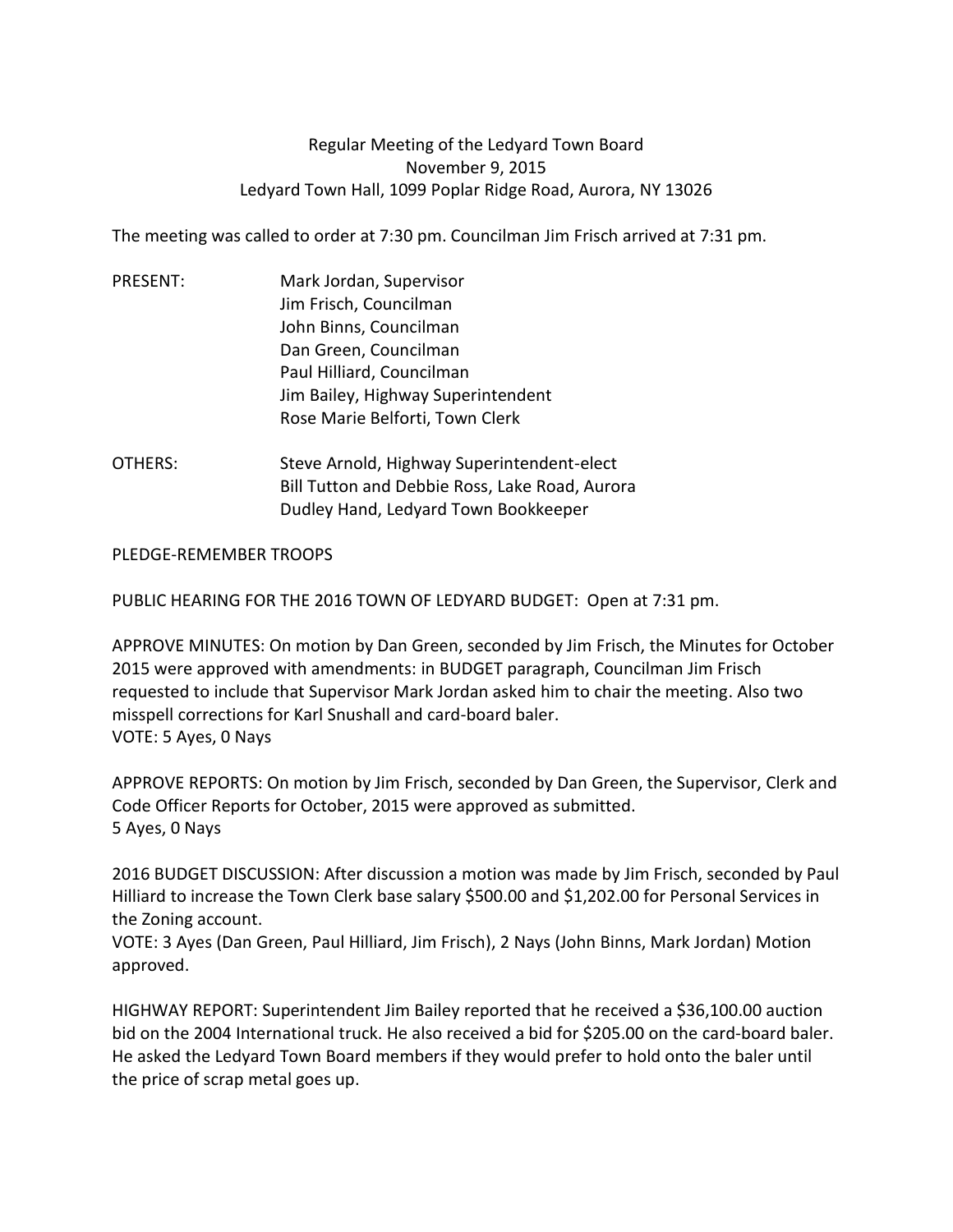# Regular Meeting of the Ledyard Town Board
## November 9, 2015
## Ledyard Town Hall, 1099 Poplar Ridge Road, Aurora, NY 13026

The meeting was called to order at 7:30 pm. Councilman Jim Frisch arrived at 7:31 pm.

PRESENT:
- Mark Jordan, Supervisor
- Jim Frisch, Councilman
- John Binns, Councilman
- Dan Green, Councilman
- Paul Hilliard, Councilman
- Jim Bailey, Highway Superintendent
- Rose Marie Belforti, Town Clerk

OTHERS:
- Steve Arnold, Highway Superintendent-elect
- Bill Tutton and Debbie Ross, Lake Road, Aurora
- Dudley Hand, Ledyard Town Bookkeeper

PLEDGE-REMEMBER TROOPS

PUBLIC HEARING FOR THE 2016 TOWN OF LEDYARD BUDGET: Open at 7:31 pm.

APPROVE MINUTES: On motion by Dan Green, seconded by Jim Frisch, the Minutes for October 2015 were approved with amendments: in BUDGET paragraph, Councilman Jim Frisch requested to include that Supervisor Mark Jordan asked him to chair the meeting. Also two misspell corrections for Karl Snushall and card-board baler.
VOTE: 5 Ayes, 0 Nays

APPROVE REPORTS: On motion by Jim Frisch, seconded by Dan Green, the Supervisor, Clerk and Code Officer Reports for October, 2015 were approved as submitted.
5 Ayes, 0 Nays

2016 BUDGET DISCUSSION: After discussion a motion was made by Jim Frisch, seconded by Paul Hilliard to increase the Town Clerk base salary $500.00 and $1,202.00 for Personal Services in the Zoning account.
VOTE: 3 Ayes (Dan Green, Paul Hilliard, Jim Frisch), 2 Nays (John Binns, Mark Jordan) Motion approved.

HIGHWAY REPORT: Superintendent Jim Bailey reported that he received a $36,100.00 auction bid on the 2004 International truck. He also received a bid for $205.00 on the card-board baler. He asked the Ledyard Town Board members if they would prefer to hold onto the baler until the price of scrap metal goes up.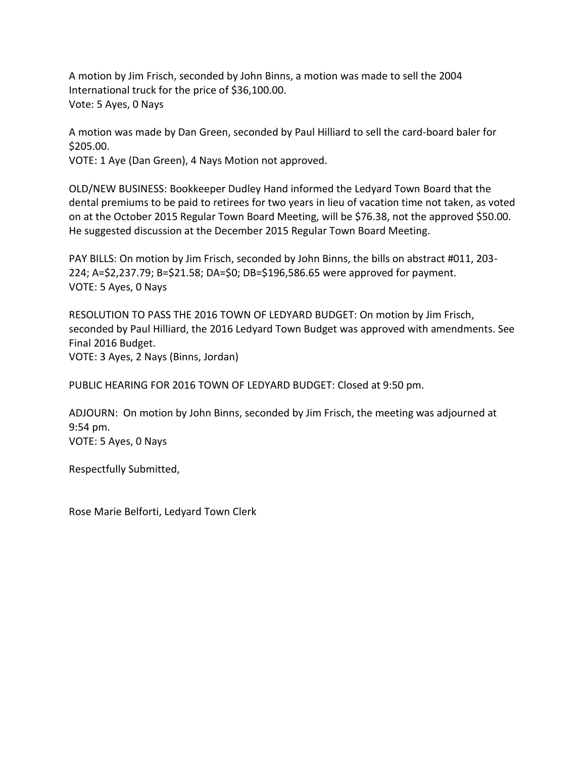A motion by Jim Frisch, seconded by John Binns, a motion was made to sell the 2004 International truck for the price of $36,100.00.
Vote: 5 Ayes, 0 Nays

A motion was made by Dan Green, seconded by Paul Hilliard to sell the card-board baler for $205.00.
VOTE: 1 Aye (Dan Green), 4 Nays Motion not approved.

OLD/NEW BUSINESS: Bookkeeper Dudley Hand informed the Ledyard Town Board that the dental premiums to be paid to retirees for two years in lieu of vacation time not taken, as voted on at the October 2015 Regular Town Board Meeting, will be $76.38, not the approved $50.00. He suggested discussion at the December 2015 Regular Town Board Meeting.

PAY BILLS: On motion by Jim Frisch, seconded by John Binns, the bills on abstract #011, 203-224; A=$2,237.79; B=$21.58; DA=$0; DB=$196,586.65 were approved for payment.
VOTE: 5 Ayes, 0 Nays

RESOLUTION TO PASS THE 2016 TOWN OF LEDYARD BUDGET: On motion by Jim Frisch, seconded by Paul Hilliard, the 2016 Ledyard Town Budget was approved with amendments. See Final 2016 Budget.
VOTE: 3 Ayes, 2 Nays (Binns, Jordan)

PUBLIC HEARING FOR 2016 TOWN OF LEDYARD BUDGET: Closed at 9:50 pm.

ADJOURN: On motion by John Binns, seconded by Jim Frisch, the meeting was adjourned at 9:54 pm.
VOTE: 5 Ayes, 0 Nays

Respectfully Submitted,

Rose Marie Belforti, Ledyard Town Clerk